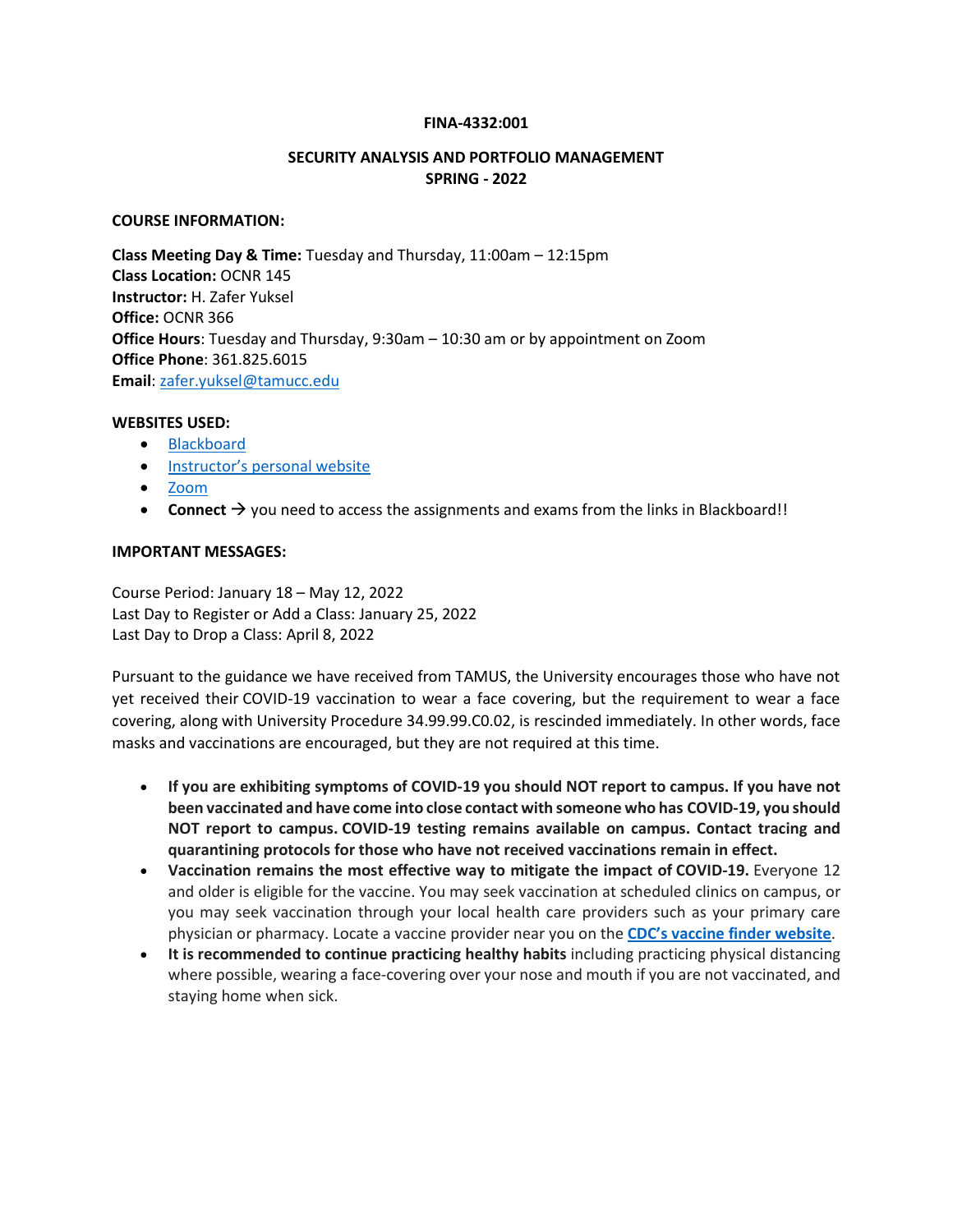**FINA-4332:001**

**SECURITY ANALYSIS AND PORTFOLIO MANAGEMENT**
**SPRING - 2022**

**COURSE INFORMATION:**

**Class Meeting Day & Time:** Tuesday and Thursday, 11:00am – 12:15pm
**Class Location:** OCNR 145
**Instructor:** H. Zafer Yuksel
**Office:** OCNR 366
**Office Hours**: Tuesday and Thursday, 9:30am – 10:30 am or by appointment on Zoom
**Office Phone**: 361.825.6015
**Email**: zafer.yuksel@tamucc.edu

**WEBSITES USED:**

- Blackboard
- Instructor's personal website
- Zoom
- **Connect** → you need to access the assignments and exams from the links in Blackboard!!

**IMPORTANT MESSAGES:**

Course Period: January 18 – May 12, 2022
Last Day to Register or Add a Class: January 25, 2022
Last Day to Drop a Class: April 8, 2022

Pursuant to the guidance we have received from TAMUS, the University encourages those who have not yet received their COVID-19 vaccination to wear a face covering, but the requirement to wear a face covering, along with University Procedure 34.99.99.C0.02, is rescinded immediately. In other words, face masks and vaccinations are encouraged, but they are not required at this time.

- **If you are exhibiting symptoms of COVID-19 you should NOT report to campus. If you have not been vaccinated and have come into close contact with someone who has COVID-19, you should NOT report to campus. COVID-19 testing remains available on campus. Contact tracing and quarantining protocols for those who have not received vaccinations remain in effect.**
- **Vaccination remains the most effective way to mitigate the impact of COVID-19.** Everyone 12 and older is eligible for the vaccine. You may seek vaccination at scheduled clinics on campus, or you may seek vaccination through your local health care providers such as your primary care physician or pharmacy. Locate a vaccine provider near you on the **CDC's vaccine finder website**.
- **It is recommended to continue practicing healthy habits** including practicing physical distancing where possible, wearing a face-covering over your nose and mouth if you are not vaccinated, and staying home when sick.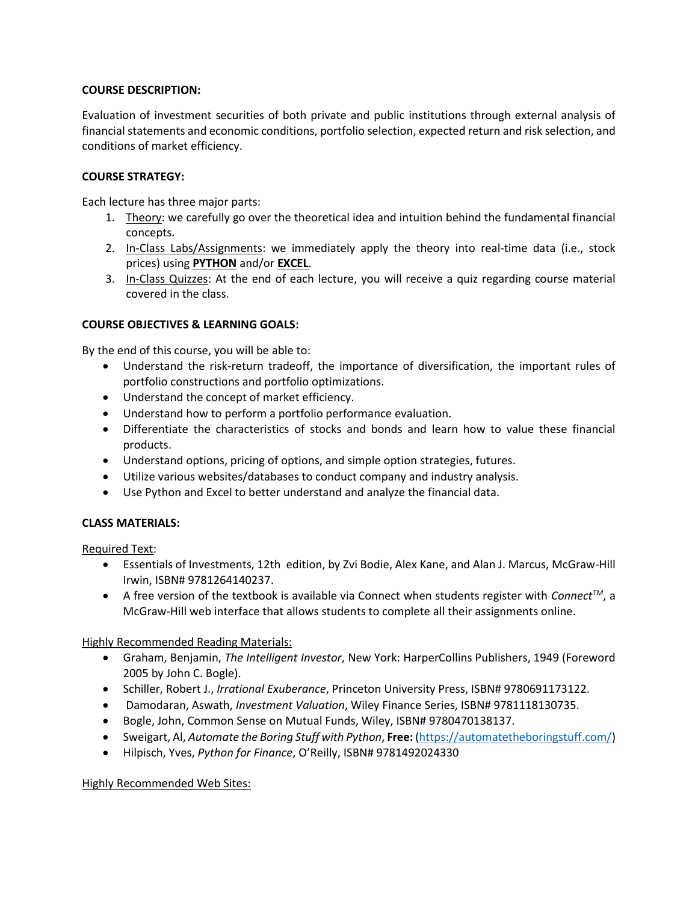**COURSE DESCRIPTION:**

Evaluation of investment securities of both private and public institutions through external analysis of financial statements and economic conditions, portfolio selection, expected return and risk selection, and conditions of market efficiency.

**COURSE STRATEGY:**

Each lecture has three major parts:

1. Theory: we carefully go over the theoretical idea and intuition behind the fundamental financial concepts.
2. In-Class Labs/Assignments: we immediately apply the theory into real-time data (i.e., stock prices) using **PYTHON** and/or **EXCEL**.
3. In-Class Quizzes: At the end of each lecture, you will receive a quiz regarding course material covered in the class.

**COURSE OBJECTIVES & LEARNING GOALS:**

By the end of this course, you will be able to:

- Understand the risk-return tradeoff, the importance of diversification, the important rules of portfolio constructions and portfolio optimizations.
- Understand the concept of market efficiency.
- Understand how to perform a portfolio performance evaluation.
- Differentiate the characteristics of stocks and bonds and learn how to value these financial products.
- Understand options, pricing of options, and simple option strategies, futures.
- Utilize various websites/databases to conduct company and industry analysis.
- Use Python and Excel to better understand and analyze the financial data.

**CLASS MATERIALS:**

Required Text:

- Essentials of Investments, 12th edition, by Zvi Bodie, Alex Kane, and Alan J. Marcus, McGraw-Hill Irwin, ISBN# 9781264140237.
- A free version of the textbook is available via Connect when students register with *Connect™*, a McGraw-Hill web interface that allows students to complete all their assignments online.

Highly Recommended Reading Materials:

- Graham, Benjamin, *The Intelligent Investor*, New York: HarperCollins Publishers, 1949 (Foreword 2005 by John C. Bogle).
- Schiller, Robert J., *Irrational Exuberance*, Princeton University Press, ISBN# 9780691173122.
- Damodaran, Aswath, *Investment Valuation*, Wiley Finance Series, ISBN# 9781118130735.
- Bogle, John, Common Sense on Mutual Funds, Wiley, ISBN# 9780470138137.
- Sweigart, Al, *Automate the Boring Stuff with Python*, **Free:** (https://automatetheboringstuff.com/)
- Hilpisch, Yves, *Python for Finance*, O'Reilly, ISBN# 9781492024330

Highly Recommended Web Sites: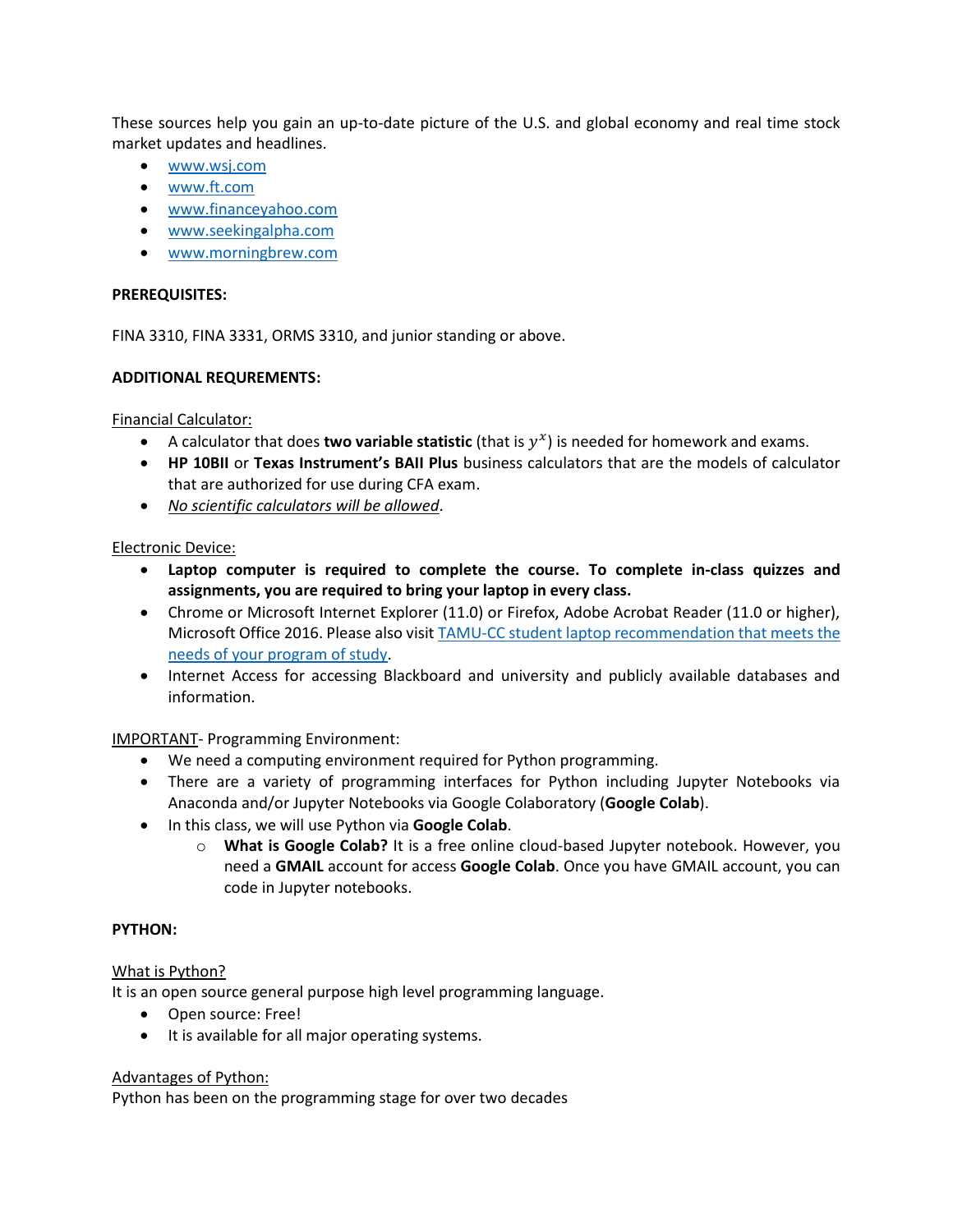These sources help you gain an up-to-date picture of the U.S. and global economy and real time stock market updates and headlines.

- www.wsj.com
- www.ft.com
- www.financeyahoo.com
- www.seekingalpha.com
- www.morningbrew.com

**PREREQUISITES:**

FINA 3310, FINA 3331, ORMS 3310, and junior standing or above.

**ADDITIONAL REQUREMENTS:**

Financial Calculator:

- A calculator that does **two variable statistic** (that is $y^x$) is needed for homework and exams.
- **HP 10BII** or **Texas Instrument's BAII Plus** business calculators that are the models of calculator that are authorized for use during CFA exam.
- *No scientific calculators will be allowed*.

Electronic Device:

- **Laptop computer is required to complete the course. To complete in-class quizzes and assignments, you are required to bring your laptop in every class.**
- Chrome or Microsoft Internet Explorer (11.0) or Firefox, Adobe Acrobat Reader (11.0 or higher), Microsoft Office 2016. Please also visit TAMU-CC student laptop recommendation that meets the needs of your program of study.
- Internet Access for accessing Blackboard and university and publicly available databases and information.

IMPORTANT- Programming Environment:

- We need a computing environment required for Python programming.
- There are a variety of programming interfaces for Python including Jupyter Notebooks via Anaconda and/or Jupyter Notebooks via Google Colaboratory (**Google Colab**).
- In this class, we will use Python via **Google Colab**.
  - **What is Google Colab?** It is a free online cloud-based Jupyter notebook. However, you need a **GMAIL** account for access **Google Colab**. Once you have GMAIL account, you can code in Jupyter notebooks.

**PYTHON:**

What is Python?

It is an open source general purpose high level programming language.

- Open source: Free!
- It is available for all major operating systems.

Advantages of Python:

Python has been on the programming stage for over two decades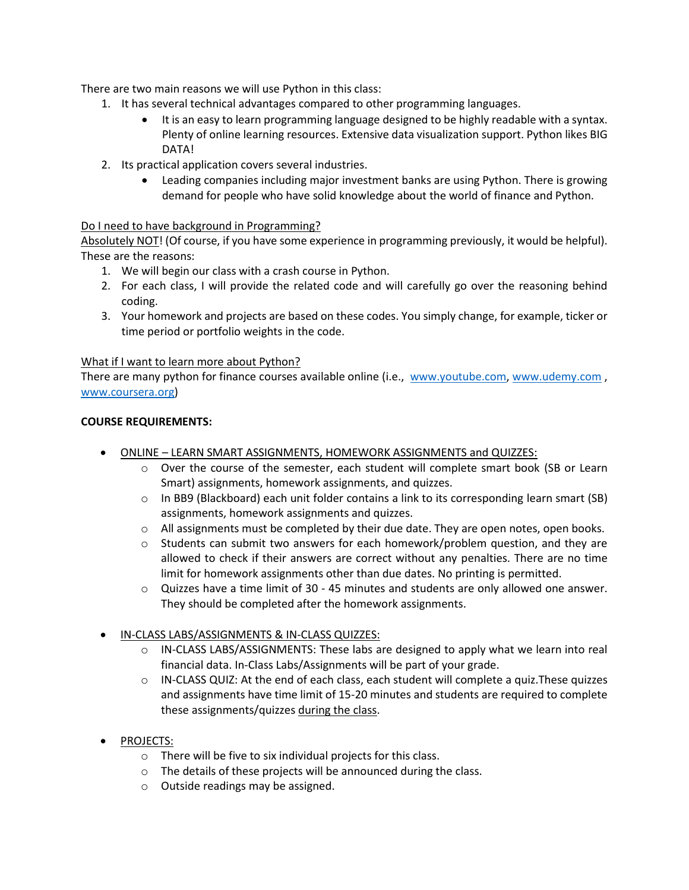There are two main reasons we will use Python in this class:

1. It has several technical advantages compared to other programming languages.
   - It is an easy to learn programming language designed to be highly readable with a syntax. Plenty of online learning resources. Extensive data visualization support. Python likes BIG DATA!
2. Its practical application covers several industries.
   - Leading companies including major investment banks are using Python. There is growing demand for people who have solid knowledge about the world of finance and Python.

<u>Do I need to have background in Programming?</u>
<u>Absolutely NOT</u>! (Of course, if you have some experience in programming previously, it would be helpful). These are the reasons:

1. We will begin our class with a crash course in Python.
2. For each class, I will provide the related code and will carefully go over the reasoning behind coding.
3. Your homework and projects are based on these codes. You simply change, for example, ticker or time period or portfolio weights in the code.

<u>What if I want to learn more about Python?</u>
There are many python for finance courses available online (i.e., [www.youtube.com](www.youtube.com), [www.udemy.com](www.udemy.com) , [www.coursera.org](www.coursera.org))

**COURSE REQUIREMENTS:**

- <u>ONLINE – LEARN SMART ASSIGNMENTS, HOMEWORK ASSIGNMENTS and QUIZZES:</u>
  - Over the course of the semester, each student will complete smart book (SB or Learn Smart) assignments, homework assignments, and quizzes.
  - In BB9 (Blackboard) each unit folder contains a link to its corresponding learn smart (SB) assignments, homework assignments and quizzes.
  - All assignments must be completed by their due date. They are open notes, open books.
  - Students can submit two answers for each homework/problem question, and they are allowed to check if their answers are correct without any penalties. There are no time limit for homework assignments other than due dates. No printing is permitted.
  - Quizzes have a time limit of 30 - 45 minutes and students are only allowed one answer. They should be completed after the homework assignments.

- <u>IN-CLASS LABS/ASSIGNMENTS & IN-CLASS QUIZZES:</u>
  - IN-CLASS LABS/ASSIGNMENTS: These labs are designed to apply what we learn into real financial data. In-Class Labs/Assignments will be part of your grade.
  - IN-CLASS QUIZ: At the end of each class, each student will complete a quiz.These quizzes and assignments have time limit of 15-20 minutes and students are required to complete these assignments/quizzes <u>during the class</u>.

- <u>PROJECTS:</u>
  - There will be five to six individual projects for this class.
  - The details of these projects will be announced during the class.
  - Outside readings may be assigned.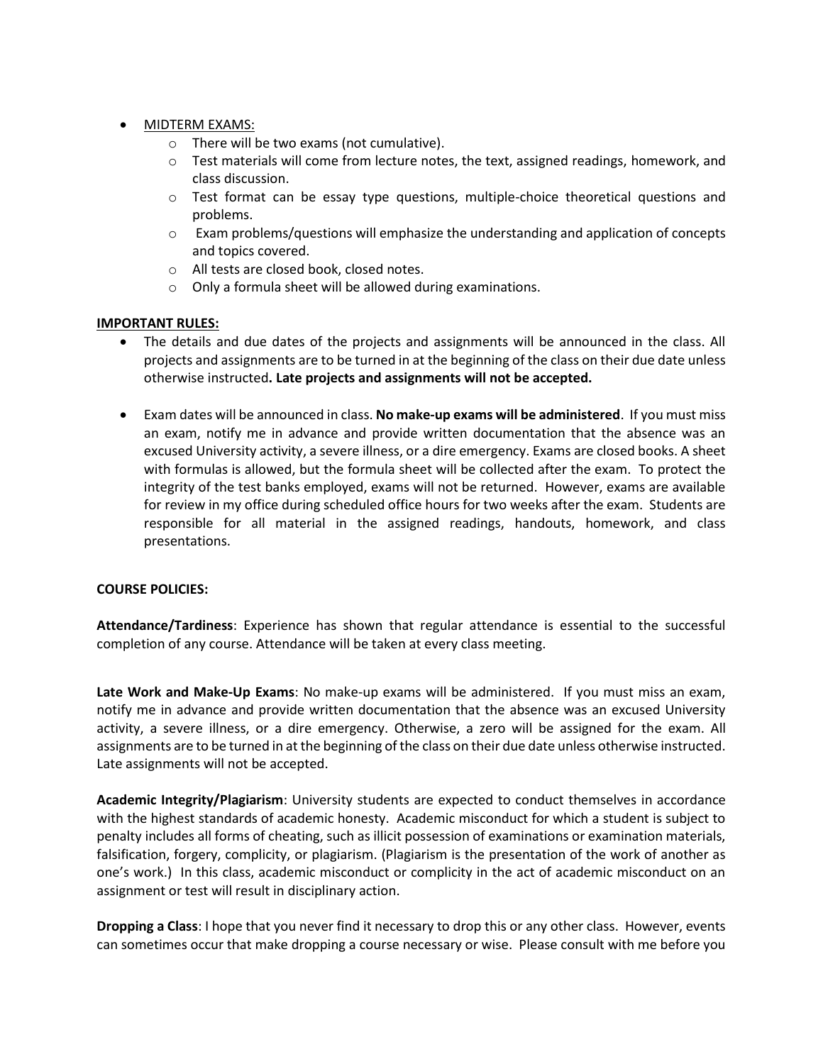- MIDTERM EXAMS:
  - There will be two exams (not cumulative).
  - Test materials will come from lecture notes, the text, assigned readings, homework, and class discussion.
  - Test format can be essay type questions, multiple-choice theoretical questions and problems.
  - Exam problems/questions will emphasize the understanding and application of concepts and topics covered.
  - All tests are closed book, closed notes.
  - Only a formula sheet will be allowed during examinations.

**IMPORTANT RULES:**

- The details and due dates of the projects and assignments will be announced in the class. All projects and assignments are to be turned in at the beginning of the class on their due date unless otherwise instructed**. Late projects and assignments will not be accepted.**

- Exam dates will be announced in class. **No make-up exams will be administered**. If you must miss an exam, notify me in advance and provide written documentation that the absence was an excused University activity, a severe illness, or a dire emergency. Exams are closed books. A sheet with formulas is allowed, but the formula sheet will be collected after the exam. To protect the integrity of the test banks employed, exams will not be returned. However, exams are available for review in my office during scheduled office hours for two weeks after the exam. Students are responsible for all material in the assigned readings, handouts, homework, and class presentations.

**COURSE POLICIES:**

**Attendance/Tardiness**: Experience has shown that regular attendance is essential to the successful completion of any course. Attendance will be taken at every class meeting.

**Late Work and Make-Up Exams**: No make-up exams will be administered. If you must miss an exam, notify me in advance and provide written documentation that the absence was an excused University activity, a severe illness, or a dire emergency. Otherwise, a zero will be assigned for the exam. All assignments are to be turned in at the beginning of the class on their due date unless otherwise instructed. Late assignments will not be accepted.

**Academic Integrity/Plagiarism**: University students are expected to conduct themselves in accordance with the highest standards of academic honesty. Academic misconduct for which a student is subject to penalty includes all forms of cheating, such as illicit possession of examinations or examination materials, falsification, forgery, complicity, or plagiarism. (Plagiarism is the presentation of the work of another as one's work.) In this class, academic misconduct or complicity in the act of academic misconduct on an assignment or test will result in disciplinary action.

**Dropping a Class**: I hope that you never find it necessary to drop this or any other class. However, events can sometimes occur that make dropping a course necessary or wise. Please consult with me before you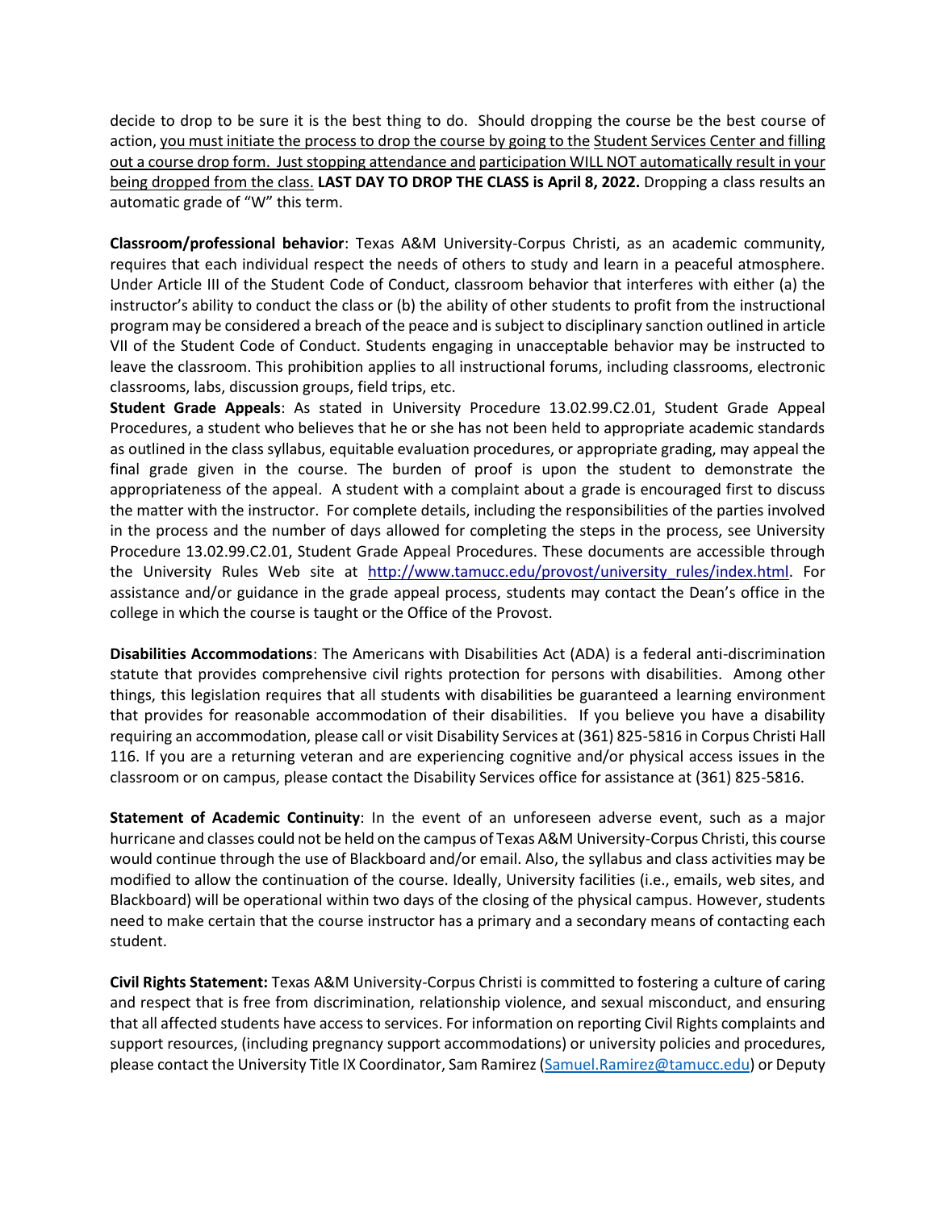decide to drop to be sure it is the best thing to do. Should dropping the course be the best course of action, you must initiate the process to drop the course by going to the Student Services Center and filling out a course drop form. Just stopping attendance and participation WILL NOT automatically result in your being dropped from the class. **LAST DAY TO DROP THE CLASS is April 8, 2022.** Dropping a class results an automatic grade of "W" this term.

**Classroom/professional behavior**: Texas A&M University-Corpus Christi, as an academic community, requires that each individual respect the needs of others to study and learn in a peaceful atmosphere. Under Article III of the Student Code of Conduct, classroom behavior that interferes with either (a) the instructor's ability to conduct the class or (b) the ability of other students to profit from the instructional program may be considered a breach of the peace and is subject to disciplinary sanction outlined in article VII of the Student Code of Conduct. Students engaging in unacceptable behavior may be instructed to leave the classroom. This prohibition applies to all instructional forums, including classrooms, electronic classrooms, labs, discussion groups, field trips, etc.

**Student Grade Appeals**: As stated in University Procedure 13.02.99.C2.01, Student Grade Appeal Procedures, a student who believes that he or she has not been held to appropriate academic standards as outlined in the class syllabus, equitable evaluation procedures, or appropriate grading, may appeal the final grade given in the course. The burden of proof is upon the student to demonstrate the appropriateness of the appeal. A student with a complaint about a grade is encouraged first to discuss the matter with the instructor. For complete details, including the responsibilities of the parties involved in the process and the number of days allowed for completing the steps in the process, see University Procedure 13.02.99.C2.01, Student Grade Appeal Procedures. These documents are accessible through the University Rules Web site at http://www.tamucc.edu/provost/university_rules/index.html. For assistance and/or guidance in the grade appeal process, students may contact the Dean's office in the college in which the course is taught or the Office of the Provost.

**Disabilities Accommodations**: The Americans with Disabilities Act (ADA) is a federal anti-discrimination statute that provides comprehensive civil rights protection for persons with disabilities. Among other things, this legislation requires that all students with disabilities be guaranteed a learning environment that provides for reasonable accommodation of their disabilities. If you believe you have a disability requiring an accommodation, please call or visit Disability Services at (361) 825-5816 in Corpus Christi Hall 116. If you are a returning veteran and are experiencing cognitive and/or physical access issues in the classroom or on campus, please contact the Disability Services office for assistance at (361) 825-5816.

**Statement of Academic Continuity**: In the event of an unforeseen adverse event, such as a major hurricane and classes could not be held on the campus of Texas A&M University-Corpus Christi, this course would continue through the use of Blackboard and/or email. Also, the syllabus and class activities may be modified to allow the continuation of the course. Ideally, University facilities (i.e., emails, web sites, and Blackboard) will be operational within two days of the closing of the physical campus. However, students need to make certain that the course instructor has a primary and a secondary means of contacting each student.

**Civil Rights Statement:** Texas A&M University-Corpus Christi is committed to fostering a culture of caring and respect that is free from discrimination, relationship violence, and sexual misconduct, and ensuring that all affected students have access to services. For information on reporting Civil Rights complaints and support resources, (including pregnancy support accommodations) or university policies and procedures, please contact the University Title IX Coordinator, Sam Ramirez (Samuel.Ramirez@tamucc.edu) or Deputy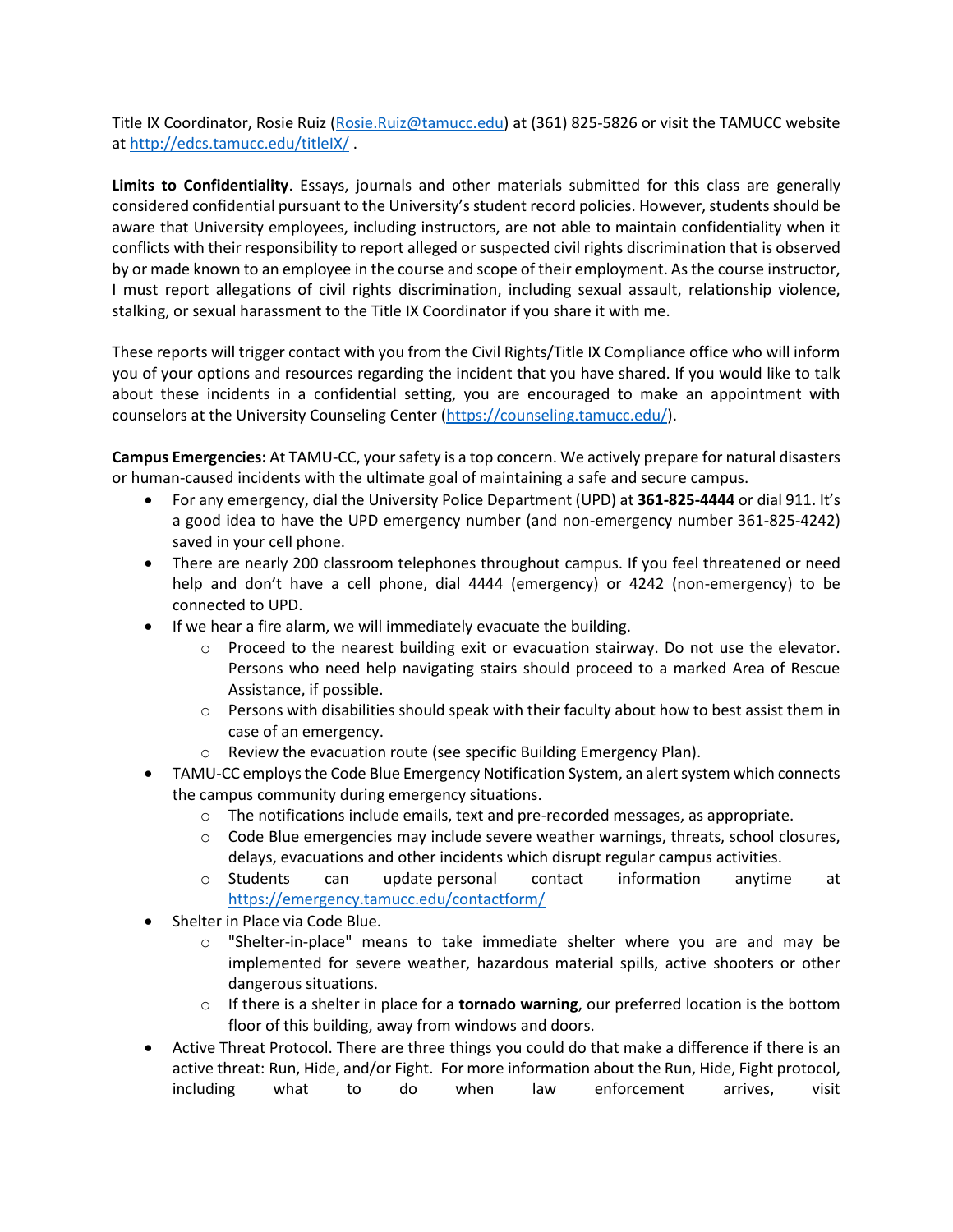Title IX Coordinator, Rosie Ruiz (Rosie.Ruiz@tamucc.edu) at (361) 825-5826 or visit the TAMUCC website at http://edcs.tamucc.edu/titleIX/ .

**Limits to Confidentiality**. Essays, journals and other materials submitted for this class are generally considered confidential pursuant to the University's student record policies. However, students should be aware that University employees, including instructors, are not able to maintain confidentiality when it conflicts with their responsibility to report alleged or suspected civil rights discrimination that is observed by or made known to an employee in the course and scope of their employment. As the course instructor, I must report allegations of civil rights discrimination, including sexual assault, relationship violence, stalking, or sexual harassment to the Title IX Coordinator if you share it with me.

These reports will trigger contact with you from the Civil Rights/Title IX Compliance office who will inform you of your options and resources regarding the incident that you have shared. If you would like to talk about these incidents in a confidential setting, you are encouraged to make an appointment with counselors at the University Counseling Center (https://counseling.tamucc.edu/).

**Campus Emergencies:** At TAMU-CC, your safety is a top concern. We actively prepare for natural disasters or human-caused incidents with the ultimate goal of maintaining a safe and secure campus.

- For any emergency, dial the University Police Department (UPD) at **361-825-4444** or dial 911. It's a good idea to have the UPD emergency number (and non-emergency number 361-825-4242) saved in your cell phone.
- There are nearly 200 classroom telephones throughout campus. If you feel threatened or need help and don't have a cell phone, dial 4444 (emergency) or 4242 (non-emergency) to be connected to UPD.
- If we hear a fire alarm, we will immediately evacuate the building.
    - Proceed to the nearest building exit or evacuation stairway. Do not use the elevator. Persons who need help navigating stairs should proceed to a marked Area of Rescue Assistance, if possible.
    - Persons with disabilities should speak with their faculty about how to best assist them in case of an emergency.
    - Review the evacuation route (see specific Building Emergency Plan).
- TAMU-CC employs the Code Blue Emergency Notification System, an alert system which connects the campus community during emergency situations.
    - The notifications include emails, text and pre-recorded messages, as appropriate.
    - Code Blue emergencies may include severe weather warnings, threats, school closures, delays, evacuations and other incidents which disrupt regular campus activities.
    - Students can update personal contact information anytime at https://emergency.tamucc.edu/contactform/
- Shelter in Place via Code Blue.
    - "Shelter-in-place" means to take immediate shelter where you are and may be implemented for severe weather, hazardous material spills, active shooters or other dangerous situations.
    - If there is a shelter in place for a **tornado warning**, our preferred location is the bottom floor of this building, away from windows and doors.
- Active Threat Protocol. There are three things you could do that make a difference if there is an active threat: Run, Hide, and/or Fight. For more information about the Run, Hide, Fight protocol, including what to do when law enforcement arrives, visit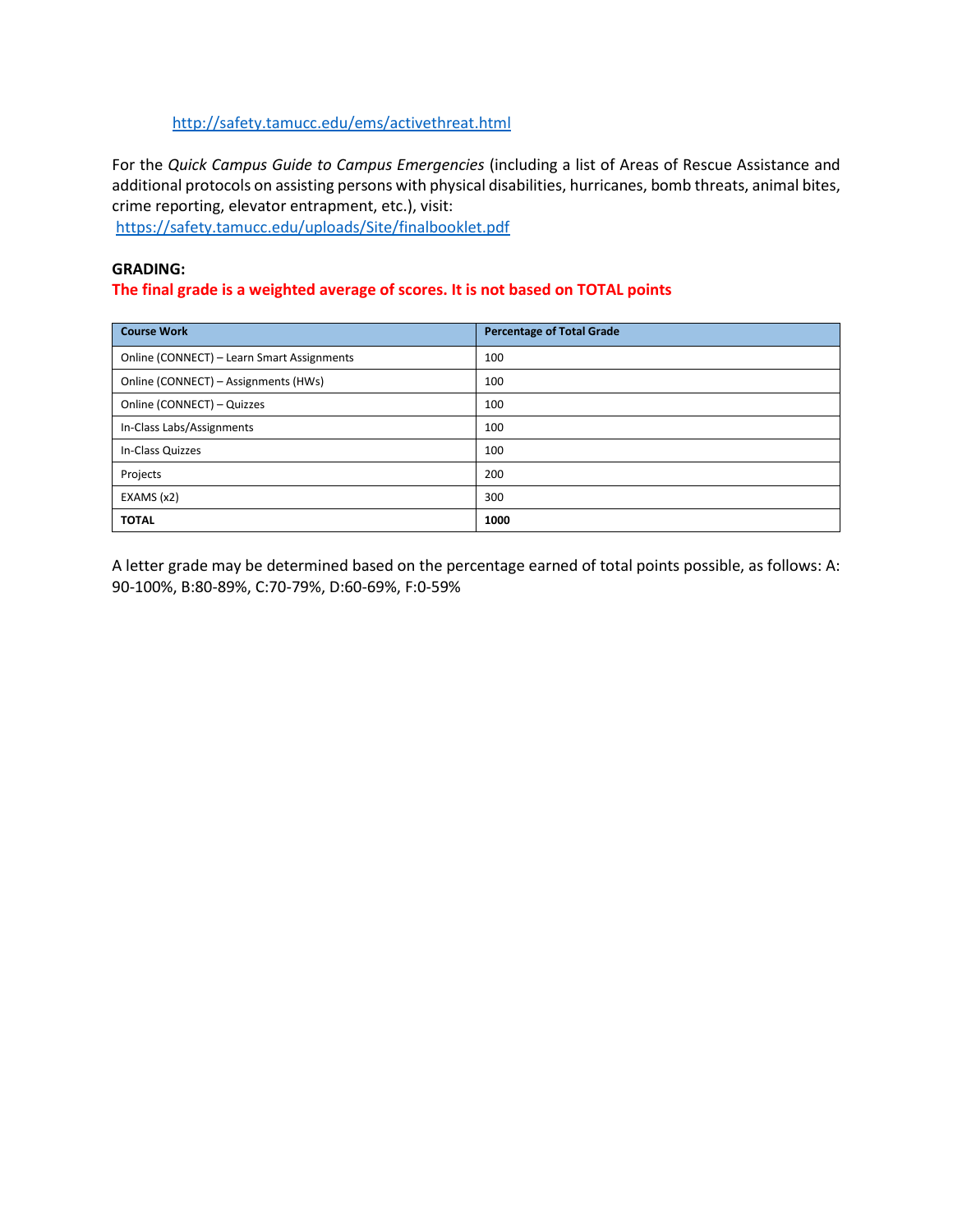http://safety.tamucc.edu/ems/activethreat.html

For the *Quick Campus Guide to Campus Emergencies* (including a list of Areas of Rescue Assistance and additional protocols on assisting persons with physical disabilities, hurricanes, bomb threats, animal bites, crime reporting, elevator entrapment, etc.), visit:
https://safety.tamucc.edu/uploads/Site/finalbooklet.pdf

**GRADING:**

**The final grade is a weighted average of scores. It is not based on TOTAL points**

| Course Work | Percentage of Total Grade |
|---|---|
| Online (CONNECT) – Learn Smart Assignments | 100 |
| Online (CONNECT) – Assignments (HWs) | 100 |
| Online (CONNECT) – Quizzes | 100 |
| In-Class Labs/Assignments | 100 |
| In-Class Quizzes | 100 |
| Projects | 200 |
| EXAMS (x2) | 300 |
| **TOTAL** | **1000** |

A letter grade may be determined based on the percentage earned of total points possible, as follows: A: 90-100%, B:80-89%, C:70-79%, D:60-69%, F:0-59%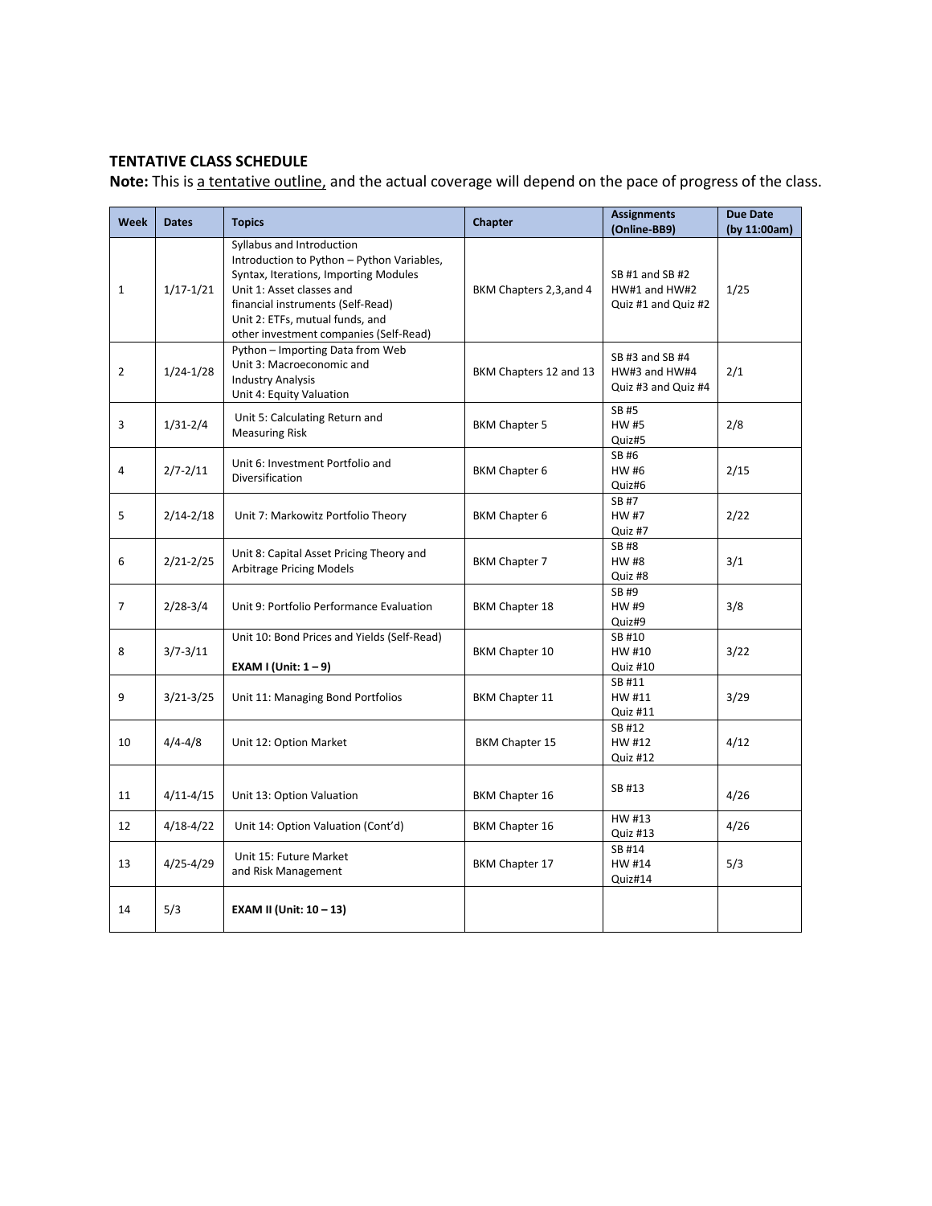**TENTATIVE CLASS SCHEDULE**

**Note:** This is a tentative outline, and the actual coverage will depend on the pace of progress of the class.

| Week | Dates | Topics | Chapter | Assignments (Online-BB9) | Due Date (by 11:00am) |
|---|---|---|---|---|---|
| 1 | 1/17-1/21 | Syllabus and Introduction<br>Introduction to Python – Python Variables, Syntax, Iterations, Importing Modules<br>Unit 1: Asset classes and financial instruments (Self-Read)<br>Unit 2: ETFs, mutual funds, and other investment companies (Self-Read) | BKM Chapters 2,3,and 4 | SB #1 and SB #2<br>HW#1 and HW#2<br>Quiz #1 and Quiz #2 | 1/25 |
| 2 | 1/24-1/28 | Python – Importing Data from Web<br>Unit 3: Macroeconomic and Industry Analysis<br>Unit 4: Equity Valuation | BKM Chapters 12 and 13 | SB #3 and SB #4<br>HW#3 and HW#4<br>Quiz #3 and Quiz #4 | 2/1 |
| 3 | 1/31-2/4 | Unit 5: Calculating Return and Measuring Risk | BKM Chapter 5 | SB #5<br>HW #5<br>Quiz#5 | 2/8 |
| 4 | 2/7-2/11 | Unit 6: Investment Portfolio and Diversification | BKM Chapter 6 | SB #6<br>HW #6<br>Quiz#6 | 2/15 |
| 5 | 2/14-2/18 | Unit 7: Markowitz Portfolio Theory | BKM Chapter 6 | SB #7<br>HW #7<br>Quiz #7 | 2/22 |
| 6 | 2/21-2/25 | Unit 8: Capital Asset Pricing Theory and Arbitrage Pricing Models | BKM Chapter 7 | SB #8<br>HW #8<br>Quiz #8 | 3/1 |
| 7 | 2/28-3/4 | Unit 9: Portfolio Performance Evaluation | BKM Chapter 18 | SB #9<br>HW #9<br>Quiz#9 | 3/8 |
| 8 | 3/7-3/11 | Unit 10: Bond Prices and Yields (Self-Read)<br><br>**EXAM I (Unit: 1 – 9)** | BKM Chapter 10 | SB #10<br>HW #10<br>Quiz #10 | 3/22 |
| 9 | 3/21-3/25 | Unit 11: Managing Bond Portfolios | BKM Chapter 11 | SB #11<br>HW #11<br>Quiz #11 | 3/29 |
| 10 | 4/4-4/8 | Unit 12: Option Market | BKM Chapter 15 | SB #12<br>HW #12<br>Quiz #12 | 4/12 |
| 11 | 4/11-4/15 | Unit 13: Option Valuation | BKM Chapter 16 | SB #13 | 4/26 |
| 12 | 4/18-4/22 | Unit 14: Option Valuation (Cont'd) | BKM Chapter 16 | HW #13<br>Quiz #13 | 4/26 |
| 13 | 4/25-4/29 | Unit 15: Future Market and Risk Management | BKM Chapter 17 | SB #14<br>HW #14<br>Quiz#14 | 5/3 |
| 14 | 5/3 | **EXAM II (Unit: 10 – 13)** | | | |